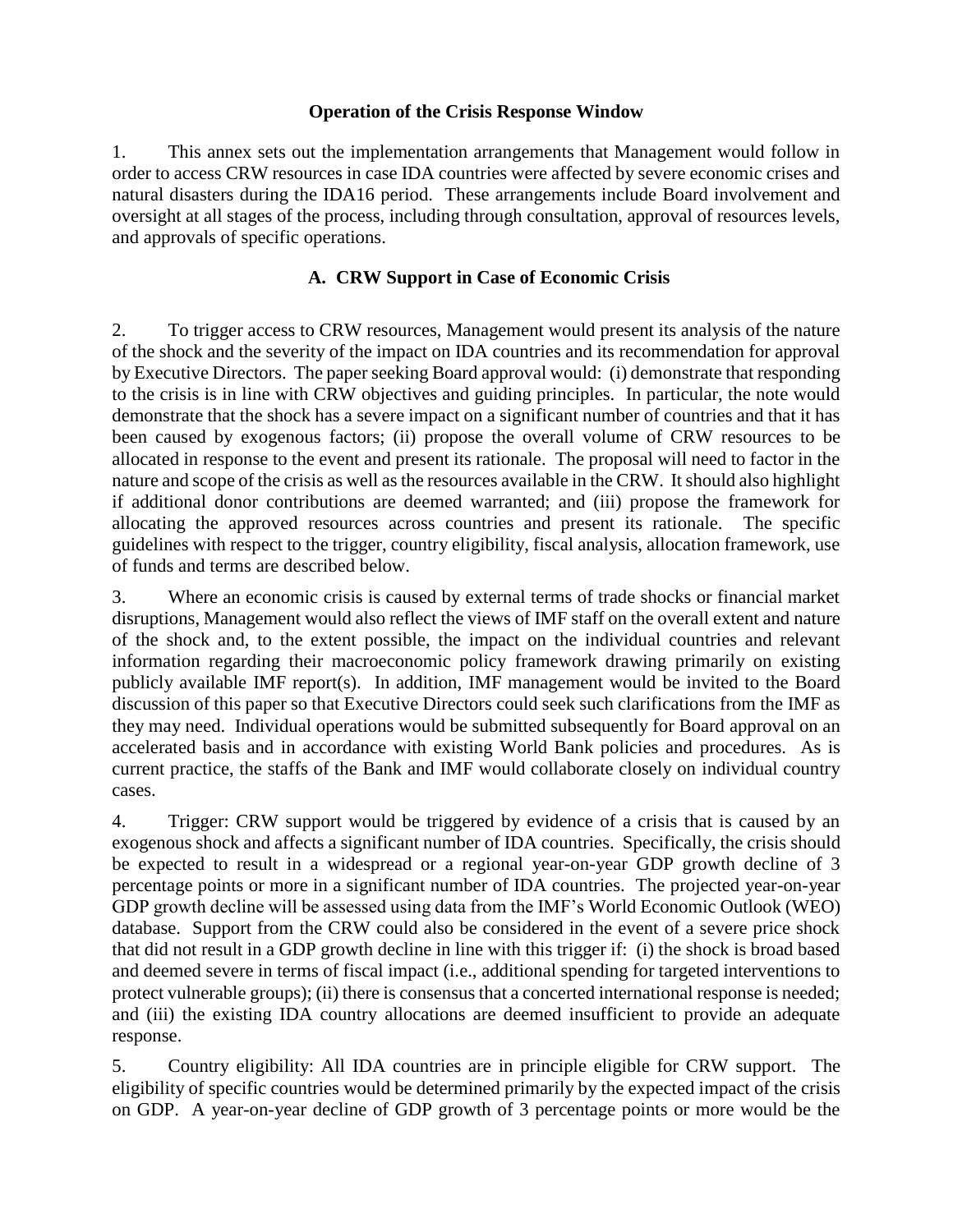## Operation of the Crisis Response Window

1. This annex sets out the implementation arrangements that Management would follow in order to access CRW resources in case IDA countries were affected by severe economic crises and natural disasters during the IDA16 period. These arrangements include Board involvement and oversight at all stages of the process, including through consultation, approval of resources levels, and approvals of specific operations.

### A. CRW Support in Case of Economic Crisis

2. To trigger access to CRW resources, Management would present its analysis of the nature of the shock and the severity of the impact on IDA countries and its recommendation for approval by Executive Directors. The paper seeking Board approval would: (i) demonstrate that responding to the crisis is in line with CRW objectives and guiding principles. In particular, the note would demonstrate that the shock has a severe impact on a significant number of countries and that it has been caused by exogenous factors; (ii) propose the overall volume of CRW resources to be allocated in response to the event and present its rationale. The proposal will need to factor in the nature and scope of the crisis as well as the resources available in the CRW. It should also highlight if additional donor contributions are deemed warranted; and (iii) propose the framework for allocating the approved resources across countries and present its rationale. The specific guidelines with respect to the trigger, country eligibility, fiscal analysis, allocation framework, use of funds and terms are described below.

3. Where an economic crisis is caused by external terms of trade shocks or financial market disruptions, Management would also reflect the views of IMF staff on the overall extent and nature of the shock and, to the extent possible, the impact on the individual countries and relevant information regarding their macroeconomic policy framework drawing primarily on existing publicly available IMF report(s). In addition, IMF management would be invited to the Board discussion of this paper so that Executive Directors could seek such clarifications from the IMF as they may need. Individual operations would be submitted subsequently for Board approval on an accelerated basis and in accordance with existing World Bank policies and procedures. As is current practice, the staffs of the Bank and IMF would collaborate closely on individual country cases.

4. Trigger: CRW support would be triggered by evidence of a crisis that is caused by an exogenous shock and affects a significant number of IDA countries. Specifically, the crisis should be expected to result in a widespread or a regional year-on-year GDP growth decline of 3 percentage points or more in a significant number of IDA countries. The projected year-on-year GDP growth decline will be assessed using data from the IMF's World Economic Outlook (WEO) database. Support from the CRW could also be considered in the event of a severe price shock that did not result in a GDP growth decline in line with this trigger if: (i) the shock is broad based and deemed severe in terms of fiscal impact (i.e., additional spending for targeted interventions to protect vulnerable groups); (ii) there is consensus that a concerted international response is needed; and (iii) the existing IDA country allocations are deemed insufficient to provide an adequate response.

5. Country eligibility: All IDA countries are in principle eligible for CRW support. The eligibility of specific countries would be determined primarily by the expected impact of the crisis on GDP. A year-on-year decline of GDP growth of 3 percentage points or more would be the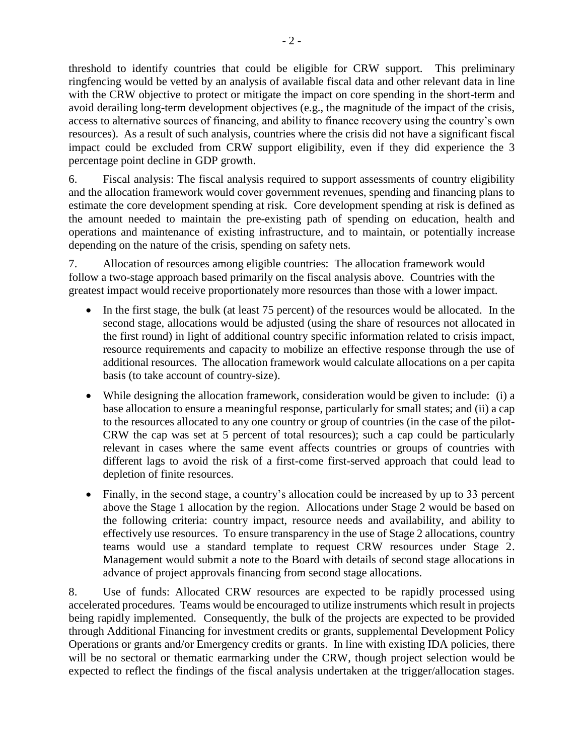threshold to identify countries that could be eligible for CRW support. This preliminary ringfencing would be vetted by an analysis of available fiscal data and other relevant data in line with the CRW objective to protect or mitigate the impact on core spending in the short-term and avoid derailing long-term development objectives (e.g., the magnitude of the impact of the crisis, access to alternative sources of financing, and ability to finance recovery using the country's own resources). As a result of such analysis, countries where the crisis did not have a significant fiscal impact could be excluded from CRW support eligibility, even if they did experience the 3 percentage point decline in GDP growth.

6. Fiscal analysis: The fiscal analysis required to support assessments of country eligibility and the allocation framework would cover government revenues, spending and financing plans to estimate the core development spending at risk. Core development spending at risk is defined as the amount needed to maintain the pre-existing path of spending on education, health and operations and maintenance of existing infrastructure, and to maintain, or potentially increase depending on the nature of the crisis, spending on safety nets.

7. Allocation of resources among eligible countries: The allocation framework would follow a two-stage approach based primarily on the fiscal analysis above. Countries with the greatest impact would receive proportionately more resources than those with a lower impact.

- In the first stage, the bulk (at least 75 percent) of the resources would be allocated. In the second stage, allocations would be adjusted (using the share of resources not allocated in the first round) in light of additional country specific information related to crisis impact, resource requirements and capacity to mobilize an effective response through the use of additional resources. The allocation framework would calculate allocations on a per capita basis (to take account of country-size).
- While designing the allocation framework, consideration would be given to include: (i) a base allocation to ensure a meaningful response, particularly for small states; and (ii) a cap to the resources allocated to any one country or group of countries (in the case of the pilot-CRW the cap was set at 5 percent of total resources); such a cap could be particularly relevant in cases where the same event affects countries or groups of countries with different lags to avoid the risk of a first-come first-served approach that could lead to depletion of finite resources.
- Finally, in the second stage, a country's allocation could be increased by up to 33 percent above the Stage 1 allocation by the region. Allocations under Stage 2 would be based on the following criteria: country impact, resource needs and availability, and ability to effectively use resources. To ensure transparency in the use of Stage 2 allocations, country teams would use a standard template to request CRW resources under Stage 2. Management would submit a note to the Board with details of second stage allocations in advance of project approvals financing from second stage allocations.

8. Use of funds: Allocated CRW resources are expected to be rapidly processed using accelerated procedures. Teams would be encouraged to utilize instruments which result in projects being rapidly implemented. Consequently, the bulk of the projects are expected to be provided through Additional Financing for investment credits or grants, supplemental Development Policy Operations or grants and/or Emergency credits or grants. In line with existing IDA policies, there will be no sectoral or thematic earmarking under the CRW, though project selection would be expected to reflect the findings of the fiscal analysis undertaken at the trigger/allocation stages.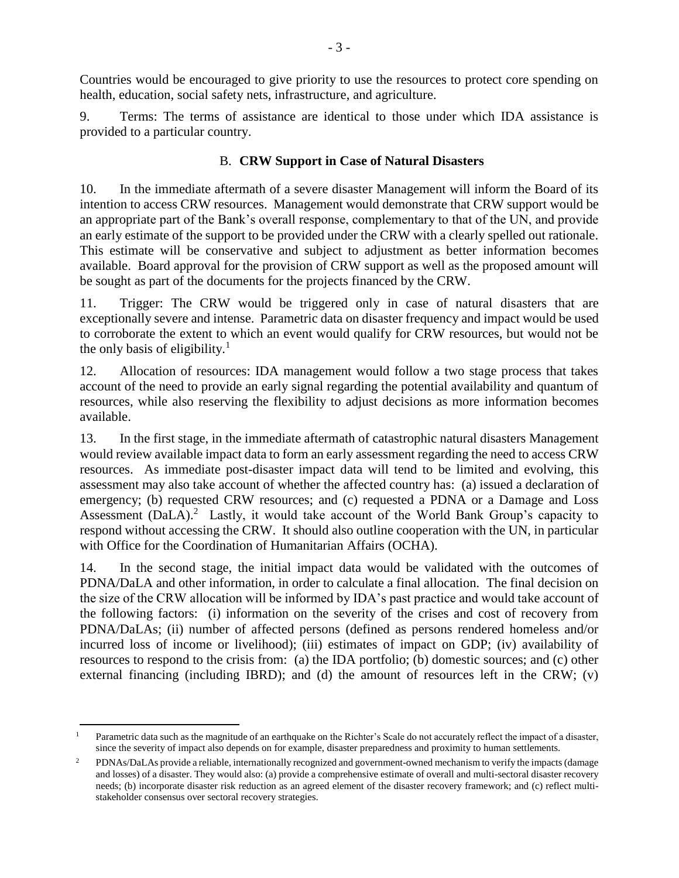Countries would be encouraged to give priority to use the resources to protect core spending on health, education, social safety nets, infrastructure, and agriculture.

9. Terms: The terms of assistance are identical to those under which IDA assistance is provided to a particular country.

## B. **CRW Support in Case of Natural Disasters**

10. In the immediate aftermath of a severe disaster Management will inform the Board of its intention to access CRW resources. Management would demonstrate that CRW support would be an appropriate part of the Bank's overall response, complementary to that of the UN, and provide an early estimate of the support to be provided under the CRW with a clearly spelled out rationale. This estimate will be conservative and subject to adjustment as better information becomes available. Board approval for the provision of CRW support as well as the proposed amount will be sought as part of the documents for the projects financed by the CRW.

11. Trigger: The CRW would be triggered only in case of natural disasters that are exceptionally severe and intense. Parametric data on disaster frequency and impact would be used to corroborate the extent to which an event would qualify for CRW resources, but would not be the only basis of eligibility.[1]

12. Allocation of resources: IDA management would follow a two stage process that takes account of the need to provide an early signal regarding the potential availability and quantum of resources, while also reserving the flexibility to adjust decisions as more information becomes available.

13. In the first stage, in the immediate aftermath of catastrophic natural disasters Management would review available impact data to form an early assessment regarding the need to access CRW resources. As immediate post-disaster impact data will tend to be limited and evolving, this assessment may also take account of whether the affected country has: (a) issued a declaration of emergency; (b) requested CRW resources; and (c) requested a PDNA or a Damage and Loss Assessment (DaLA).[2] Lastly, it would take account of the World Bank Group's capacity to respond without accessing the CRW. It should also outline cooperation with the UN, in particular with Office for the Coordination of Humanitarian Affairs (OCHA).

14. In the second stage, the initial impact data would be validated with the outcomes of PDNA/DaLA and other information, in order to calculate a final allocation. The final decision on the size of the CRW allocation will be informed by IDA's past practice and would take account of the following factors: (i) information on the severity of the crises and cost of recovery from PDNA/DaLAs; (ii) number of affected persons (defined as persons rendered homeless and/or incurred loss of income or livelihood); (iii) estimates of impact on GDP; (iv) availability of resources to respond to the crisis from: (a) the IDA portfolio; (b) domestic sources; and (c) other external financing (including IBRD); and (d) the amount of resources left in the CRW; (v)

---

[1] Parametric data such as the magnitude of an earthquake on the Richter's Scale do not accurately reflect the impact of a disaster, since the severity of impact also depends on for example, disaster preparedness and proximity to human settlements.

[2] PDNAs/DaLAs provide a reliable, internationally recognized and government-owned mechanism to verify the impacts (damage and losses) of a disaster. They would also: (a) provide a comprehensive estimate of overall and multi-sectoral disaster recovery needs; (b) incorporate disaster risk reduction as an agreed element of the disaster recovery framework; and (c) reflect multi-stakeholder consensus over sectoral recovery strategies.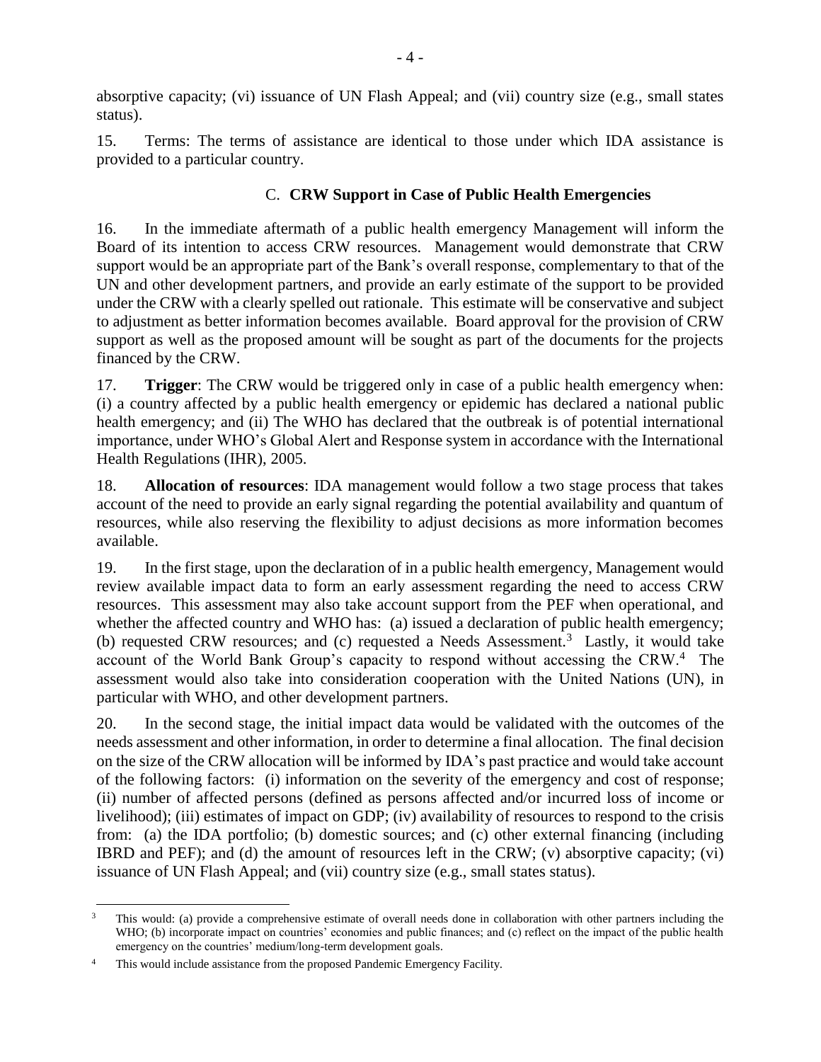absorptive capacity; (vi) issuance of UN Flash Appeal; and (vii) country size (e.g., small states status).

15. Terms: The terms of assistance are identical to those under which IDA assistance is provided to a particular country.

### C. **CRW Support in Case of Public Health Emergencies**

16. In the immediate aftermath of a public health emergency Management will inform the Board of its intention to access CRW resources. Management would demonstrate that CRW support would be an appropriate part of the Bank's overall response, complementary to that of the UN and other development partners, and provide an early estimate of the support to be provided under the CRW with a clearly spelled out rationale. This estimate will be conservative and subject to adjustment as better information becomes available. Board approval for the provision of CRW support as well as the proposed amount will be sought as part of the documents for the projects financed by the CRW.

17. **Trigger**: The CRW would be triggered only in case of a public health emergency when: (i) a country affected by a public health emergency or epidemic has declared a national public health emergency; and (ii) The WHO has declared that the outbreak is of potential international importance, under WHO's Global Alert and Response system in accordance with the International Health Regulations (IHR), 2005.

18. **Allocation of resources**: IDA management would follow a two stage process that takes account of the need to provide an early signal regarding the potential availability and quantum of resources, while also reserving the flexibility to adjust decisions as more information becomes available.

19. In the first stage, upon the declaration of in a public health emergency, Management would review available impact data to form an early assessment regarding the need to access CRW resources. This assessment may also take account support from the PEF when operational, and whether the affected country and WHO has: (a) issued a declaration of public health emergency; (b) requested CRW resources; and (c) requested a Needs Assessment.[3] Lastly, it would take account of the World Bank Group's capacity to respond without accessing the CRW.[4] The assessment would also take into consideration cooperation with the United Nations (UN), in particular with WHO, and other development partners.

20. In the second stage, the initial impact data would be validated with the outcomes of the needs assessment and other information, in order to determine a final allocation. The final decision on the size of the CRW allocation will be informed by IDA's past practice and would take account of the following factors: (i) information on the severity of the emergency and cost of response; (ii) number of affected persons (defined as persons affected and/or incurred loss of income or livelihood); (iii) estimates of impact on GDP; (iv) availability of resources to respond to the crisis from: (a) the IDA portfolio; (b) domestic sources; and (c) other external financing (including IBRD and PEF); and (d) the amount of resources left in the CRW; (v) absorptive capacity; (vi) issuance of UN Flash Appeal; and (vii) country size (e.g., small states status).

[3] This would: (a) provide a comprehensive estimate of overall needs done in collaboration with other partners including the WHO; (b) incorporate impact on countries' economies and public finances; and (c) reflect on the impact of the public health emergency on the countries' medium/long-term development goals.

[4] This would include assistance from the proposed Pandemic Emergency Facility.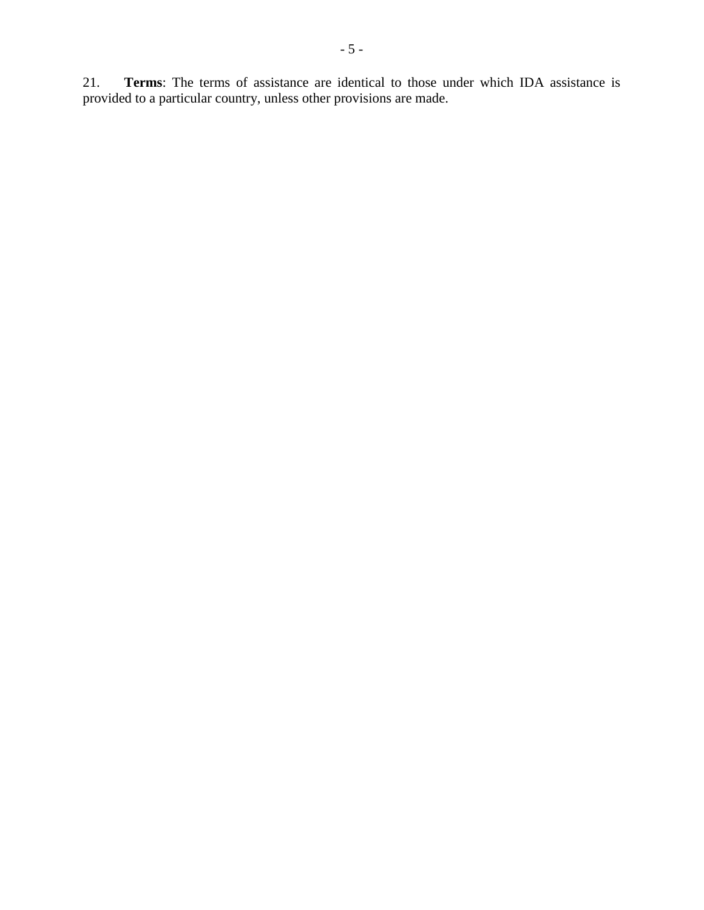21. **Terms**: The terms of assistance are identical to those under which IDA assistance is provided to a particular country, unless other provisions are made.